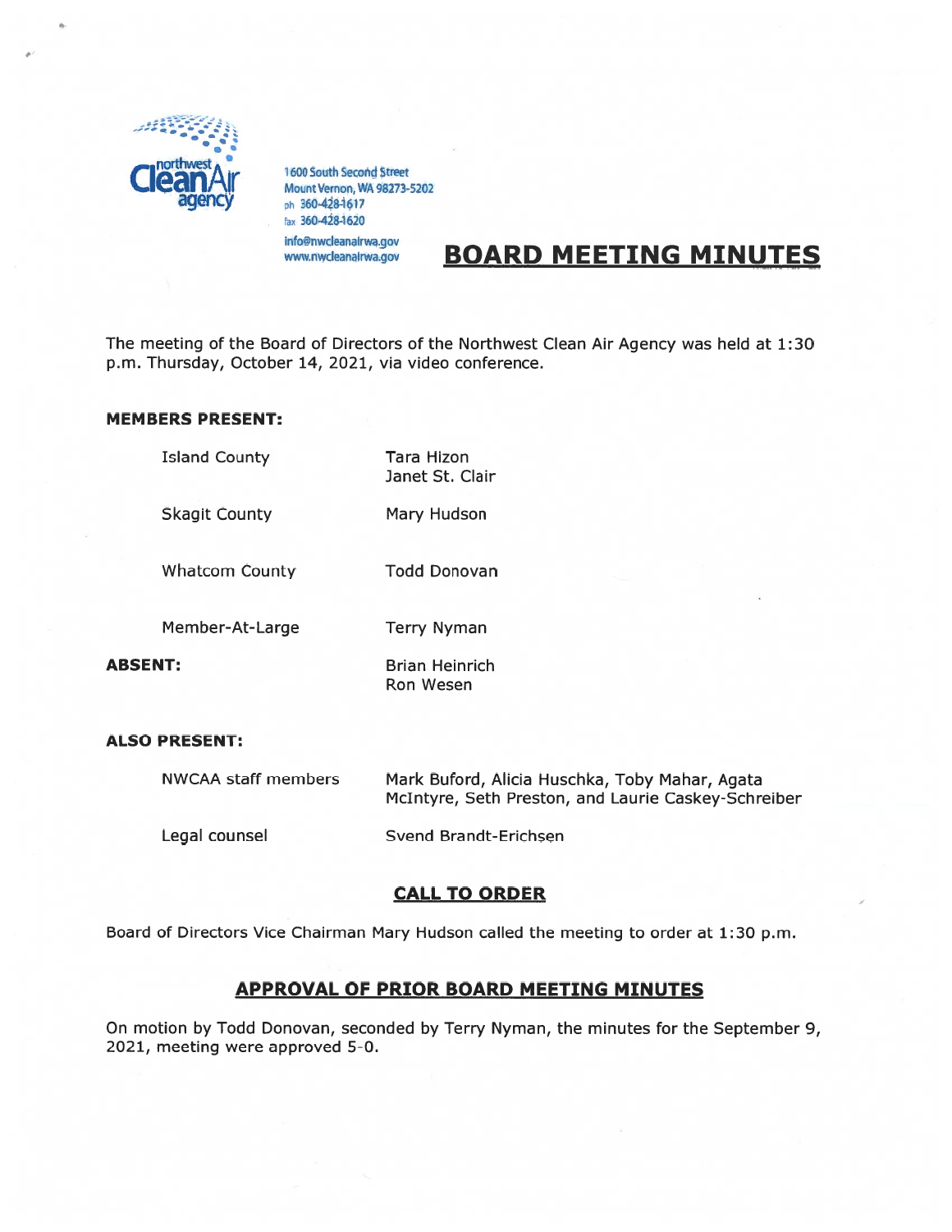northwest Clean Air agency

1600 South Second Street
Mount Vernon, WA 98273-5202
ph 360-428-1617
fax 360-428-1620
info@nwcleanairwa.gov
www.nwcleanairwa.gov

# BOARD MEETING MINUTES

The meeting of the Board of Directors of the Northwest Clean Air Agency was held at 1:30 p.m. Thursday, October 14, 2021, via video conference.

**MEMBERS PRESENT:**

| | |
|---|---|
| Island County | Tara Hizon<br>Janet St. Clair |
| Skagit County | Mary Hudson |
| Whatcom County | Todd Donovan |
| Member-At-Large | Terry Nyman |
| **ABSENT:** | Brian Heinrich<br>Ron Wesen |

**ALSO PRESENT:**

| | |
|---|---|
| NWCAA staff members | Mark Buford, Alicia Huschka, Toby Mahar, Agata McIntyre, Seth Preston, and Laurie Caskey-Schreiber |
| Legal counsel | Svend Brandt-Erichsen |

## CALL TO ORDER

Board of Directors Vice Chairman Mary Hudson called the meeting to order at 1:30 p.m.

## APPROVAL OF PRIOR BOARD MEETING MINUTES

On motion by Todd Donovan, seconded by Terry Nyman, the minutes for the September 9, 2021, meeting were approved 5-0.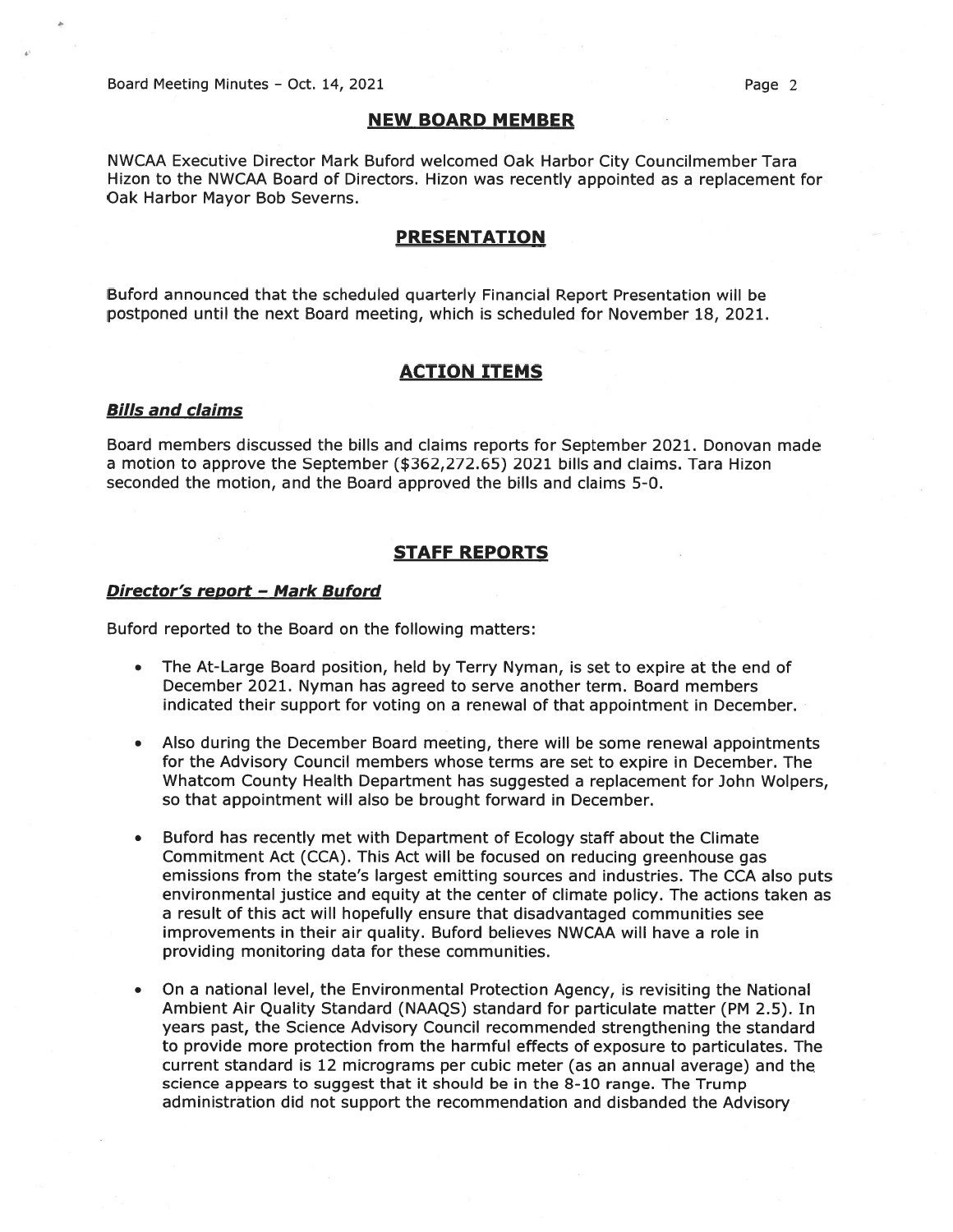## NEW BOARD MEMBER

NWCAA Executive Director Mark Buford welcomed Oak Harbor City Councilmember Tara Hizon to the NWCAA Board of Directors. Hizon was recently appointed as a replacement for Oak Harbor Mayor Bob Severns.

## PRESENTATION

Buford announced that the scheduled quarterly Financial Report Presentation will be postponed until the next Board meeting, which is scheduled for November 18, 2021.

## ACTION ITEMS

### *Bills and claims*

Board members discussed the bills and claims reports for September 2021. Donovan made a motion to approve the September ($362,272.65) 2021 bills and claims. Tara Hizon seconded the motion, and the Board approved the bills and claims 5-0.

## STAFF REPORTS

### *Director's report – Mark Buford*

Buford reported to the Board on the following matters:

- The At-Large Board position, held by Terry Nyman, is set to expire at the end of December 2021. Nyman has agreed to serve another term. Board members indicated their support for voting on a renewal of that appointment in December.

- Also during the December Board meeting, there will be some renewal appointments for the Advisory Council members whose terms are set to expire in December. The Whatcom County Health Department has suggested a replacement for John Wolpers, so that appointment will also be brought forward in December.

- Buford has recently met with Department of Ecology staff about the Climate Commitment Act (CCA). This Act will be focused on reducing greenhouse gas emissions from the state's largest emitting sources and industries. The CCA also puts environmental justice and equity at the center of climate policy. The actions taken as a result of this act will hopefully ensure that disadvantaged communities see improvements in their air quality. Buford believes NWCAA will have a role in providing monitoring data for these communities.

- On a national level, the Environmental Protection Agency, is revisiting the National Ambient Air Quality Standard (NAAQS) standard for particulate matter (PM 2.5). In years past, the Science Advisory Council recommended strengthening the standard to provide more protection from the harmful effects of exposure to particulates. The current standard is 12 micrograms per cubic meter (as an annual average) and the science appears to suggest that it should be in the 8-10 range. The Trump administration did not support the recommendation and disbanded the Advisory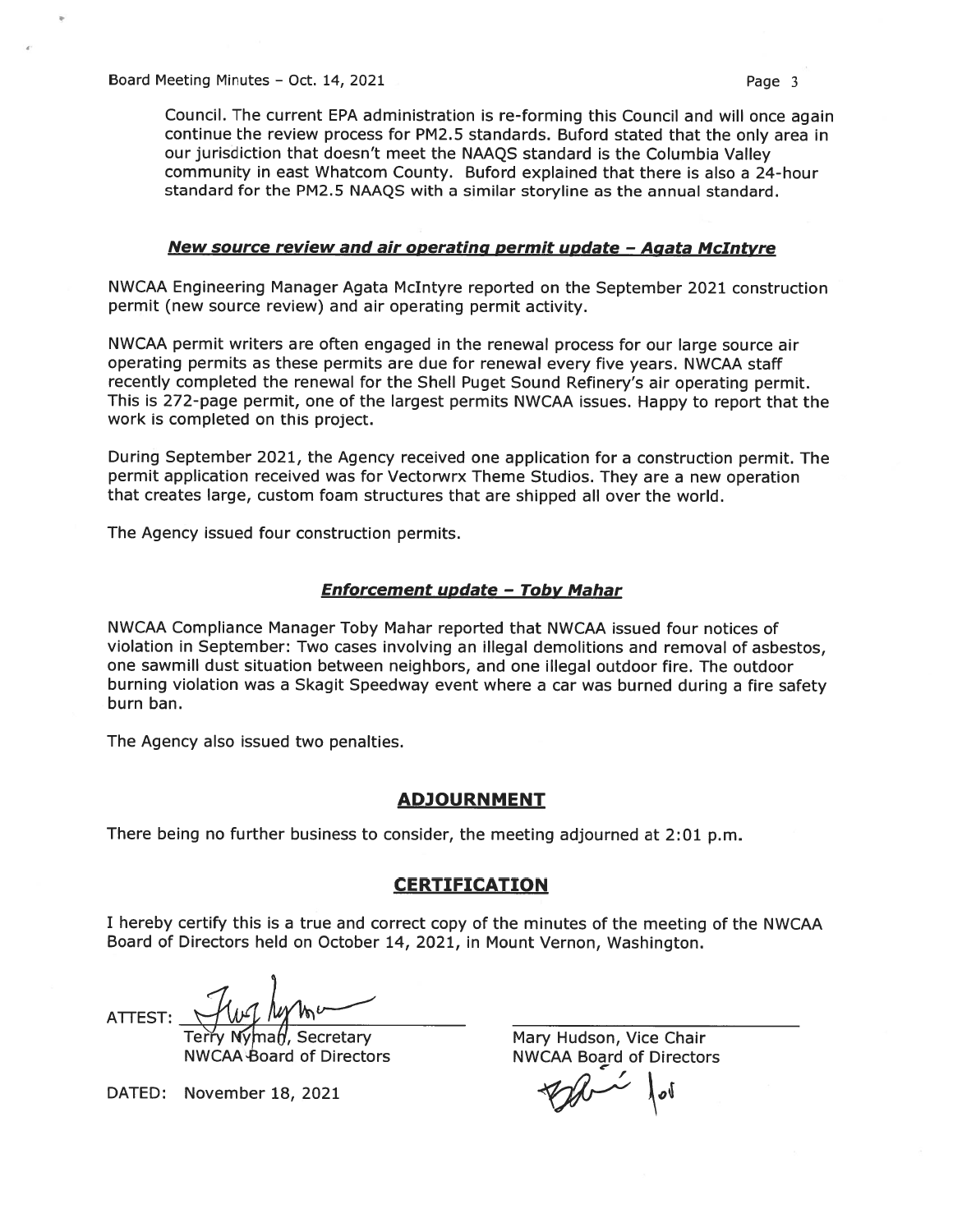Council. The current EPA administration is re-forming this Council and will once again continue the review process for PM2.5 standards. Buford stated that the only area in our jurisdiction that doesn't meet the NAAQS standard is the Columbia Valley community in east Whatcom County. Buford explained that there is also a 24-hour standard for the PM2.5 NAAQS with a similar storyline as the annual standard.

***New source review and air operating permit update – Agata McIntyre***

NWCAA Engineering Manager Agata McIntyre reported on the September 2021 construction permit (new source review) and air operating permit activity.

NWCAA permit writers are often engaged in the renewal process for our large source air operating permits as these permits are due for renewal every five years. NWCAA staff recently completed the renewal for the Shell Puget Sound Refinery's air operating permit. This is 272-page permit, one of the largest permits NWCAA issues. Happy to report that the work is completed on this project.

During September 2021, the Agency received one application for a construction permit. The permit application received was for Vectorwrx Theme Studios. They are a new operation that creates large, custom foam structures that are shipped all over the world.

The Agency issued four construction permits.

***Enforcement update – Toby Mahar***

NWCAA Compliance Manager Toby Mahar reported that NWCAA issued four notices of violation in September: Two cases involving an illegal demolitions and removal of asbestos, one sawmill dust situation between neighbors, and one illegal outdoor fire. The outdoor burning violation was a Skagit Speedway event where a car was burned during a fire safety burn ban.

The Agency also issued two penalties.

## ADJOURNMENT

There being no further business to consider, the meeting adjourned at 2:01 p.m.

## CERTIFICATION

I hereby certify this is a true and correct copy of the minutes of the meeting of the NWCAA Board of Directors held on October 14, 2021, in Mount Vernon, Washington.

ATTEST: ______________________
Terry Nyman, Secretary
NWCAA Board of Directors

______________________
Mary Hudson, Vice Chair
NWCAA Board of Directors

DATED: November 18, 2021